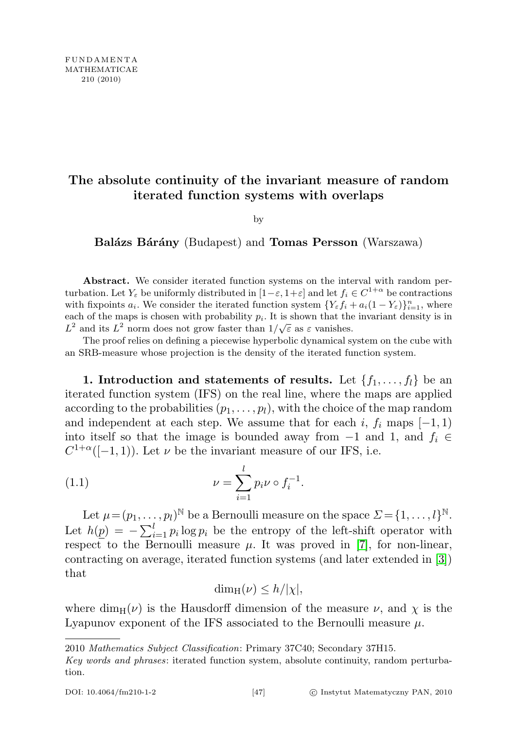# The absolute continuity of the invariant measure of random iterated function systems with overlaps

by

**Balázs Bárány** (Budapest) and **Tomas Persson** (Warszawa)

**Abstract.** We consider iterated function systems on the interval with random perturbation. Let $Y_\varepsilon$ be uniformly distributed in $[1-\varepsilon, 1+\varepsilon]$ and let $f_i \in C^{1+\alpha}$ be contractions with fixpoints $a_i$. We consider the iterated function system $\{Y_\varepsilon f_i + a_i(1-Y_\varepsilon)\}_{i=1}^n$, where each of the maps is chosen with probability $p_i$. It is shown that the invariant density is in $L^2$ and its $L^2$ norm does not grow faster than $1/\sqrt{\varepsilon}$ as $\varepsilon$ vanishes.

The proof relies on defining a piecewise hyperbolic dynamical system on the cube with an SRB-measure whose projection is the density of the iterated function system.

**1. Introduction and statements of results.** Let $\{f_1, \ldots, f_l\}$ be an iterated function system (IFS) on the real line, where the maps are applied according to the probabilities $(p_1, \ldots, p_l)$, with the choice of the map random and independent at each step. We assume that for each $i$, $f_i$ maps $[-1, 1)$ into itself so that the image is bounded away from $-1$ and $1$, and $f_i \in C^{1+\alpha}([-1, 1))$. Let $\nu$ be the invariant measure of our IFS, i.e.

$$\nu = \sum_{i=1}^{l} p_i \nu \circ f_i^{-1}. \tag{1.1}$$

Let $\mu = (p_1, \ldots, p_l)^{\mathbb{N}}$ be a Bernoulli measure on the space $\Sigma = \{1, \ldots, l\}^{\mathbb{N}}$. Let $h(\underline{p}) = -\sum_{i=1}^{l} p_i \log p_i$ be the entropy of the left-shift operator with respect to the Bernoulli measure $\mu$. It was proved in [7], for non-linear, contracting on average, iterated function systems (and later extended in [3]) that

$$\dim_{\mathrm{H}}(\nu) \leq h/|\chi|,$$

where $\dim_{\mathrm{H}}(\nu)$ is the Hausdorff dimension of the measure $\nu$, and $\chi$ is the Lyapunov exponent of the IFS associated to the Bernoulli measure $\mu$.

---

2010 *Mathematics Subject Classification*: Primary 37C40; Secondary 37H15.

*Key words and phrases*: iterated function system, absolute continuity, random perturbation.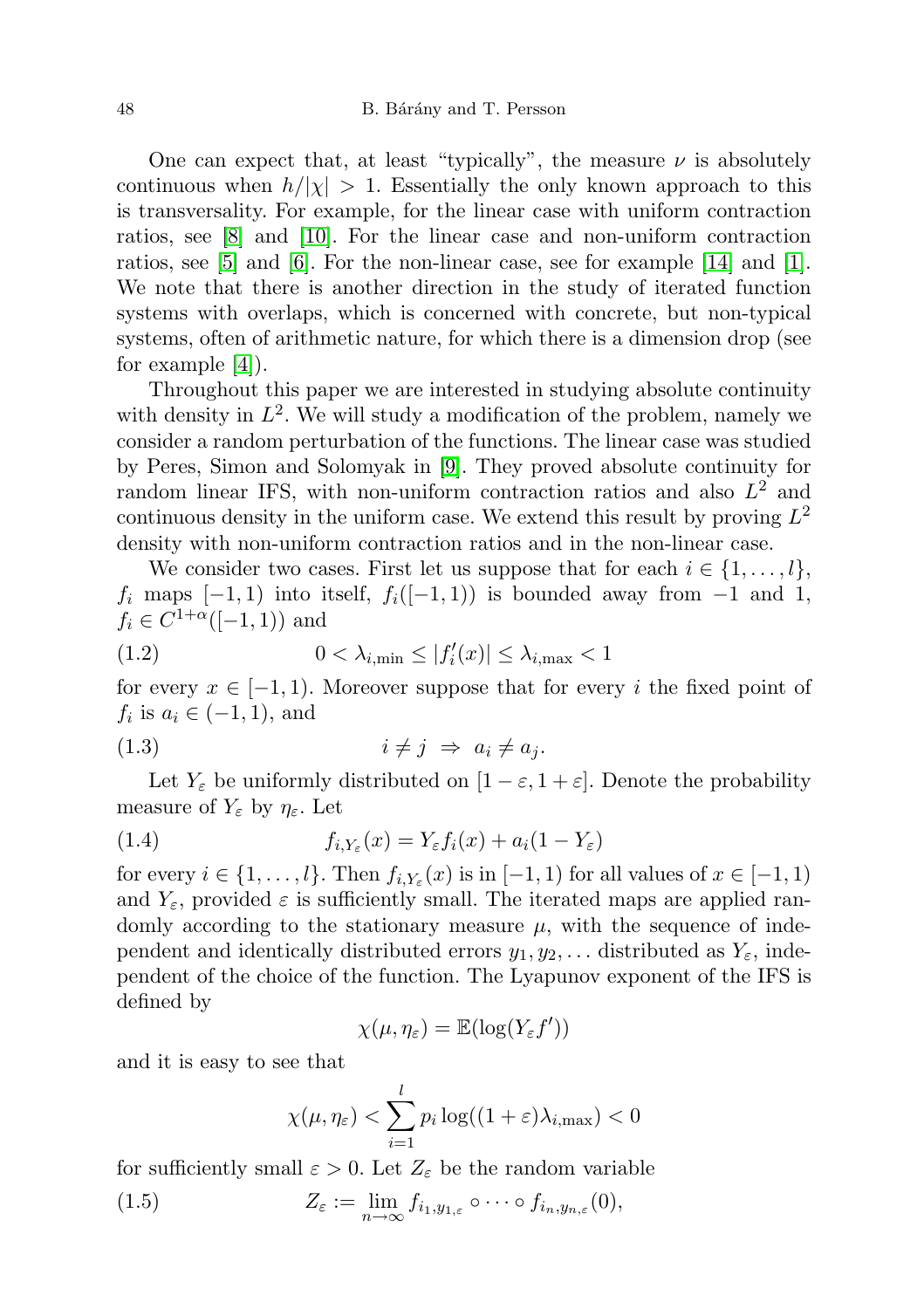One can expect that, at least "typically", the measure $\nu$ is absolutely continuous when $h/|\chi| > 1$. Essentially the only known approach to this is transversality. For example, for the linear case with uniform contraction ratios, see [8] and [10]. For the linear case and non-uniform contraction ratios, see [5] and [6]. For the non-linear case, see for example [14] and [1]. We note that there is another direction in the study of iterated function systems with overlaps, which is concerned with concrete, but non-typical systems, often of arithmetic nature, for which there is a dimension drop (see for example [4]).

Throughout this paper we are interested in studying absolute continuity with density in $L^2$. We will study a modification of the problem, namely we consider a random perturbation of the functions. The linear case was studied by Peres, Simon and Solomyak in [9]. They proved absolute continuity for random linear IFS, with non-uniform contraction ratios and also $L^2$ and continuous density in the uniform case. We extend this result by proving $L^2$ density with non-uniform contraction ratios and in the non-linear case.

We consider two cases. First let us suppose that for each $i \in \{1, \dots, l\}$, $f_i$ maps $[-1, 1)$ into itself, $f_i([-1, 1))$ is bounded away from $-1$ and $1$, $f_i \in C^{1+\alpha}([-1, 1))$ and

$$0 < \lambda_{i,\min} \leq |f_i'(x)| \leq \lambda_{i,\max} < 1 \tag{1.2}$$

for every $x \in [-1, 1)$. Moreover suppose that for every $i$ the fixed point of $f_i$ is $a_i \in (-1, 1)$, and

$$i \neq j \ \Rightarrow \ a_i \neq a_j. \tag{1.3}$$

Let $Y_\varepsilon$ be uniformly distributed on $[1 - \varepsilon, 1 + \varepsilon]$. Denote the probability measure of $Y_\varepsilon$ by $\eta_\varepsilon$. Let

$$f_{i,Y_\varepsilon}(x) = Y_\varepsilon f_i(x) + a_i(1 - Y_\varepsilon) \tag{1.4}$$

for every $i \in \{1, \dots, l\}$. Then $f_{i,Y_\varepsilon}(x)$ is in $[-1, 1)$ for all values of $x \in [-1, 1)$ and $Y_\varepsilon$, provided $\varepsilon$ is sufficiently small. The iterated maps are applied randomly according to the stationary measure $\mu$, with the sequence of independent and identically distributed errors $y_1, y_2, \dots$ distributed as $Y_\varepsilon$, independent of the choice of the function. The Lyapunov exponent of the IFS is defined by

$$\chi(\mu, \eta_\varepsilon) = \mathbb{E}(\log(Y_\varepsilon f'))$$

and it is easy to see that

$$\chi(\mu, \eta_\varepsilon) < \sum_{i=1}^{l} p_i \log((1 + \varepsilon)\lambda_{i,\max}) < 0$$

for sufficiently small $\varepsilon > 0$. Let $Z_\varepsilon$ be the random variable

$$Z_\varepsilon := \lim_{n \to \infty} f_{i_1, y_{1,\varepsilon}} \circ \cdots \circ f_{i_n, y_{n,\varepsilon}}(0), \tag{1.5}$$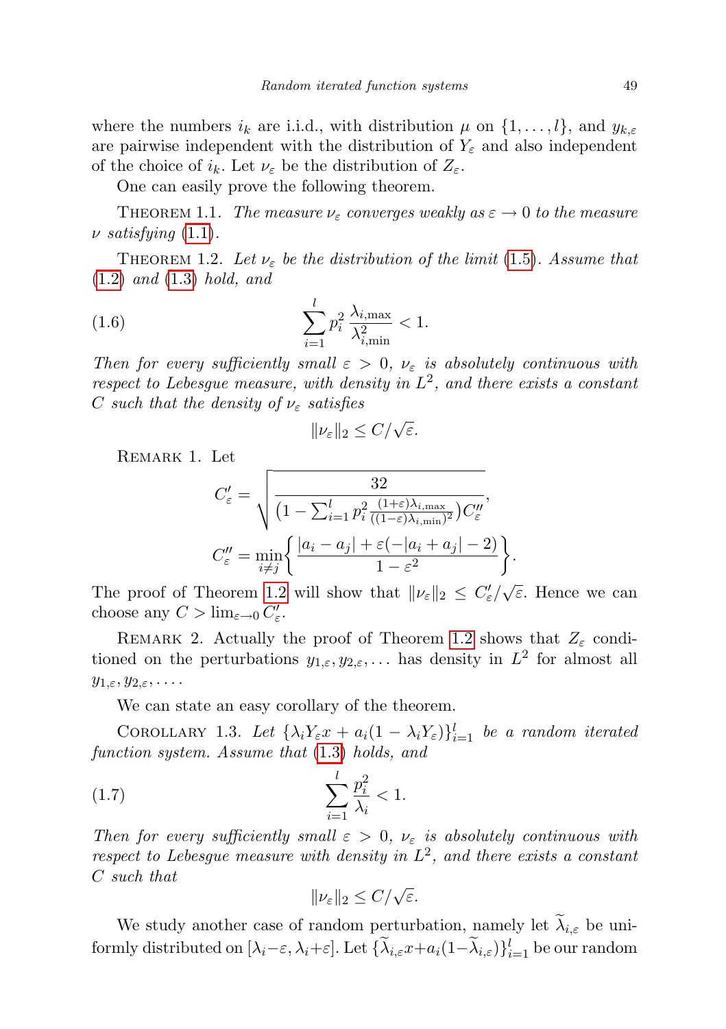where the numbers $i_k$ are i.i.d., with distribution $\mu$ on $\{1, \dots, l\}$, and $y_{k,\varepsilon}$ are pairwise independent with the distribution of $Y_\varepsilon$ and also independent of the choice of $i_k$. Let $\nu_\varepsilon$ be the distribution of $Z_\varepsilon$.

One can easily prove the following theorem.

Theorem 1.1. *The measure $\nu_\varepsilon$ converges weakly as $\varepsilon \to 0$ to the measure $\nu$ satisfying (1.1).*

Theorem 1.2. *Let $\nu_\varepsilon$ be the distribution of the limit (1.5). Assume that (1.2) and (1.3) hold, and*

$$\sum_{i=1}^{l} p_i^2 \frac{\lambda_{i,\max}}{\lambda_{i,\min}^2} < 1. \tag{1.6}$$

*Then for every sufficiently small $\varepsilon > 0$, $\nu_\varepsilon$ is absolutely continuous with respect to Lebesgue measure, with density in $L^2$, and there exists a constant $C$ such that the density of $\nu_\varepsilon$ satisfies*

$$\|\nu_\varepsilon\|_2 \le C/\sqrt{\varepsilon}.$$

Remark 1. Let

$$C'_\varepsilon = \sqrt{\frac{32}{\left(1 - \sum_{i=1}^{l} p_i^2 \frac{(1+\varepsilon)\lambda_{i,\max}}{((1-\varepsilon)\lambda_{i,\min})^2}\right) C''_\varepsilon}},$$

$$C''_\varepsilon = \min_{i \ne j} \left\{ \frac{|a_i - a_j| + \varepsilon(-|a_i + a_j| - 2)}{1 - \varepsilon^2} \right\}.$$

The proof of Theorem 1.2 will show that $\|\nu_\varepsilon\|_2 \le C'_\varepsilon/\sqrt{\varepsilon}$. Hence we can choose any $C > \lim_{\varepsilon \to 0} C'_\varepsilon$.

Remark 2. Actually the proof of Theorem 1.2 shows that $Z_\varepsilon$ conditioned on the perturbations $y_{1,\varepsilon}, y_{2,\varepsilon}, \dots$ has density in $L^2$ for almost all $y_{1,\varepsilon}, y_{2,\varepsilon}, \dots$.

We can state an easy corollary of the theorem.

Corollary 1.3. *Let $\{\lambda_i Y_\varepsilon x + a_i(1 - \lambda_i Y_\varepsilon)\}_{i=1}^{l}$ be a random iterated function system. Assume that (1.3) holds, and*

$$\sum_{i=1}^{l} \frac{p_i^2}{\lambda_i} < 1. \tag{1.7}$$

*Then for every sufficiently small $\varepsilon > 0$, $\nu_\varepsilon$ is absolutely continuous with respect to Lebesgue measure with density in $L^2$, and there exists a constant $C$ such that*

$$\|\nu_\varepsilon\|_2 \le C/\sqrt{\varepsilon}.$$

We study another case of random perturbation, namely let $\widetilde{\lambda}_{i,\varepsilon}$ be uniformly distributed on $[\lambda_i - \varepsilon, \lambda_i + \varepsilon]$. Let $\{\widetilde{\lambda}_{i,\varepsilon} x + a_i(1 - \widetilde{\lambda}_{i,\varepsilon})\}_{i=1}^{l}$ be our random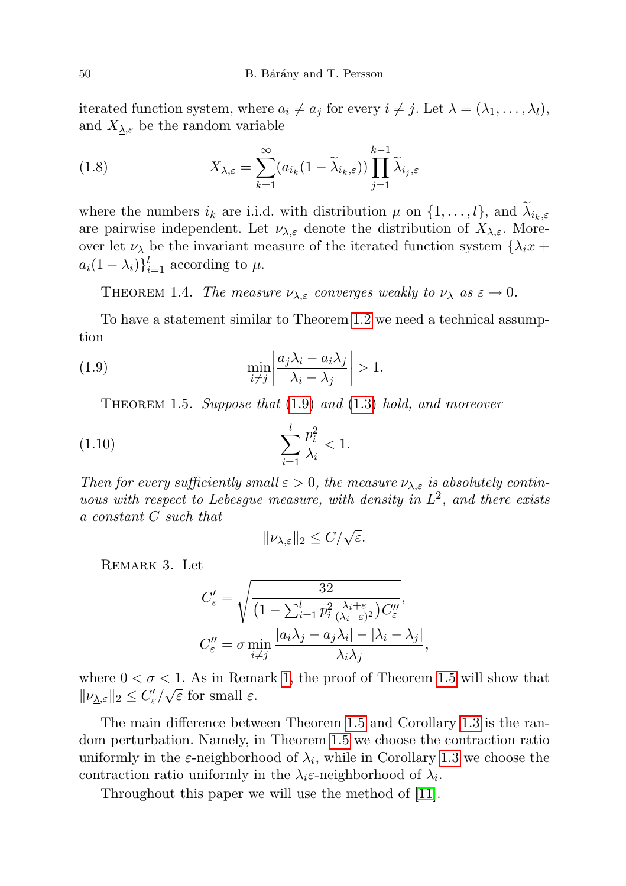iterated function system, where $a_i \neq a_j$ for every $i \neq j$. Let $\underline{\lambda} = (\lambda_1, \dots, \lambda_l)$, and $X_{\underline{\lambda},\varepsilon}$ be the random variable

$$X_{\underline{\lambda},\varepsilon} = \sum_{k=1}^{\infty} (a_{i_k}(1 - \widetilde{\lambda}_{i_k,\varepsilon})) \prod_{j=1}^{k-1} \widetilde{\lambda}_{i_j,\varepsilon} \tag{1.8}$$

where the numbers $i_k$ are i.i.d. with distribution $\mu$ on $\{1, \dots, l\}$, and $\widetilde{\lambda}_{i_k,\varepsilon}$ are pairwise independent. Let $\nu_{\underline{\lambda},\varepsilon}$ denote the distribution of $X_{\underline{\lambda},\varepsilon}$. Moreover let $\nu_{\underline{\lambda}}$ be the invariant measure of the iterated function system $\{\lambda_i x + a_i(1 - \lambda_i)\}_{i=1}^{l}$ according to $\mu$.

Theorem 1.4. *The measure $\nu_{\underline{\lambda},\varepsilon}$ converges weakly to $\nu_{\underline{\lambda}}$ as $\varepsilon \to 0$.*

To have a statement similar to Theorem 1.2 we need a technical assumption

$$\min_{i \neq j} \left| \frac{a_j \lambda_i - a_i \lambda_j}{\lambda_i - \lambda_j} \right| > 1. \tag{1.9}$$

Theorem 1.5. *Suppose that (1.9) and (1.3) hold, and moreover*

$$\sum_{i=1}^{l} \frac{p_i^2}{\lambda_i} < 1. \tag{1.10}$$

*Then for every sufficiently small $\varepsilon > 0$, the measure $\nu_{\underline{\lambda},\varepsilon}$ is absolutely continuous with respect to Lebesgue measure, with density in $L^2$, and there exists a constant $C$ such that*

$$\|\nu_{\underline{\lambda},\varepsilon}\|_2 \leq C/\sqrt{\varepsilon}.$$

Remark 3. Let

$$C'_\varepsilon = \sqrt{\frac{32}{\left(1 - \sum_{i=1}^{l} p_i^2 \frac{\lambda_i + \varepsilon}{(\lambda_i - \varepsilon)^2}\right) C''_\varepsilon}},$$

$$C''_\varepsilon = \sigma \min_{i \neq j} \frac{|a_i \lambda_j - a_j \lambda_i| - |\lambda_i - \lambda_j|}{\lambda_i \lambda_j},$$

where $0 < \sigma < 1$. As in Remark 1, the proof of Theorem 1.5 will show that $\|\nu_{\underline{\lambda},\varepsilon}\|_2 \leq C'_\varepsilon/\sqrt{\varepsilon}$ for small $\varepsilon$.

The main difference between Theorem 1.5 and Corollary 1.3 is the random perturbation. Namely, in Theorem 1.5 we choose the contraction ratio uniformly in the $\varepsilon$-neighborhood of $\lambda_i$, while in Corollary 1.3 we choose the contraction ratio uniformly in the $\lambda_i\varepsilon$-neighborhood of $\lambda_i$.

Throughout this paper we will use the method of [11].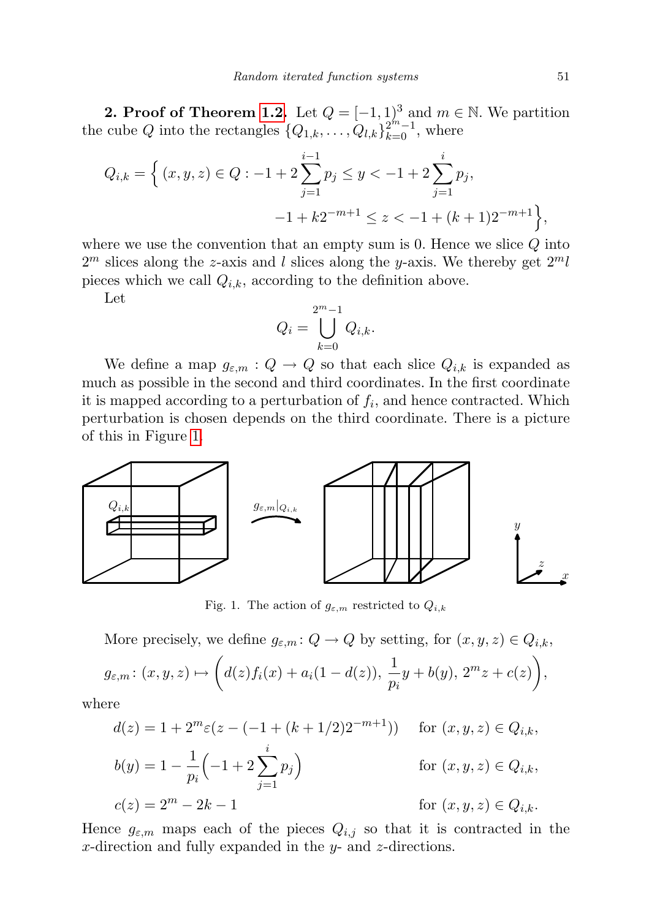**2. Proof of Theorem 1.2.** Let $Q = [-1, 1)^3$ and $m \in \mathbb{N}$. We partition the cube $Q$ into the rectangles $\{Q_{1,k}, \ldots, Q_{l,k}\}_{k=0}^{2^m-1}$, where

$$Q_{i,k} = \Big\{ (x, y, z) \in Q : -1 + 2\sum_{j=1}^{i-1} p_j \le y < -1 + 2\sum_{j=1}^{i} p_j, \\ -1 + k2^{-m+1} \le z < -1 + (k+1)2^{-m+1} \Big\},$$

where we use the convention that an empty sum is 0. Hence we slice $Q$ into $2^m$ slices along the $z$-axis and $l$ slices along the $y$-axis. We thereby get $2^m l$ pieces which we call $Q_{i,k}$, according to the definition above.

Let

$$Q_i = \bigcup_{k=0}^{2^m-1} Q_{i,k}.$$

We define a map $g_{\varepsilon,m} : Q \to Q$ so that each slice $Q_{i,k}$ is expanded as much as possible in the second and third coordinates. In the first coordinate it is mapped according to a perturbation of $f_i$, and hence contracted. Which perturbation is chosen depends on the third coordinate. There is a picture of this in Figure 1.

Fig. 1. The action of $g_{\varepsilon,m}$ restricted to $Q_{i,k}$

More precisely, we define $g_{\varepsilon,m} \colon Q \to Q$ by setting, for $(x, y, z) \in Q_{i,k}$,

$$g_{\varepsilon,m} \colon (x, y, z) \mapsto \left( d(z) f_i(x) + a_i(1 - d(z)),\, \frac{1}{p_i} y + b(y),\, 2^m z + c(z) \right),$$

where

$$d(z) = 1 + 2^m \varepsilon (z - (-1 + (k + 1/2)2^{-m+1})) \quad \text{for } (x, y, z) \in Q_{i,k},$$

$$b(y) = 1 - \frac{1}{p_i}\Big( -1 + 2\sum_{j=1}^{i} p_j \Big) \quad \text{for } (x, y, z) \in Q_{i,k},$$

$$c(z) = 2^m - 2k - 1 \quad \text{for } (x, y, z) \in Q_{i,k}.$$

Hence $g_{\varepsilon,m}$ maps each of the pieces $Q_{i,j}$ so that it is contracted in the $x$-direction and fully expanded in the $y$- and $z$-directions.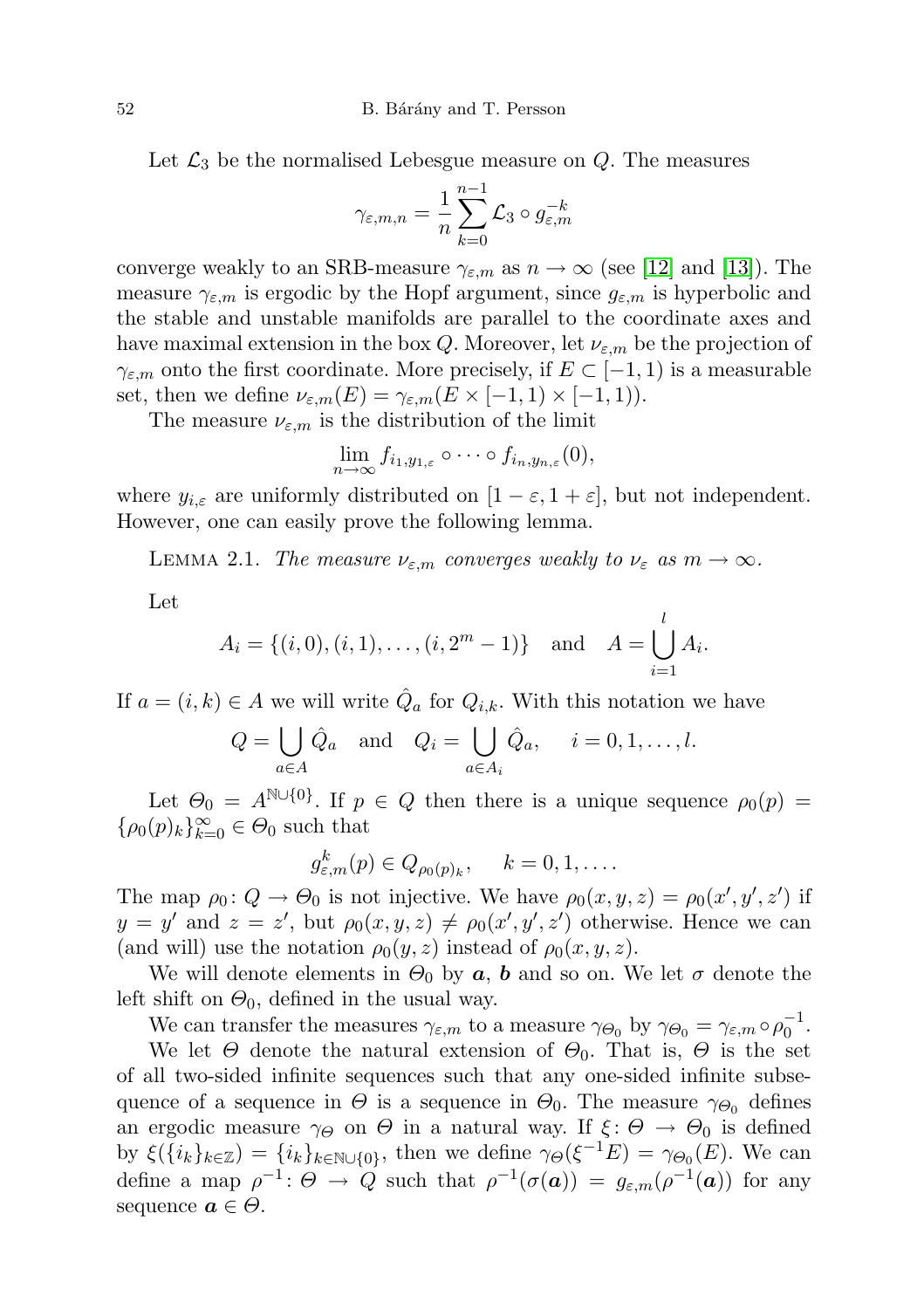Let $\mathcal{L}_3$ be the normalised Lebesgue measure on $Q$. The measures

$$\gamma_{\varepsilon,m,n} = \frac{1}{n} \sum_{k=0}^{n-1} \mathcal{L}_3 \circ g_{\varepsilon,m}^{-k}$$

converge weakly to an SRB-measure $\gamma_{\varepsilon,m}$ as $n \to \infty$ (see [12] and [13]). The measure $\gamma_{\varepsilon,m}$ is ergodic by the Hopf argument, since $g_{\varepsilon,m}$ is hyperbolic and the stable and unstable manifolds are parallel to the coordinate axes and have maximal extension in the box $Q$. Moreover, let $\nu_{\varepsilon,m}$ be the projection of $\gamma_{\varepsilon,m}$ onto the first coordinate. More precisely, if $E \subset [-1,1)$ is a measurable set, then we define $\nu_{\varepsilon,m}(E) = \gamma_{\varepsilon,m}(E \times [-1,1) \times [-1,1))$.

The measure $\nu_{\varepsilon,m}$ is the distribution of the limit

$$\lim_{n\to\infty} f_{i_1,y_{1,\varepsilon}} \circ \cdots \circ f_{i_n,y_{n,\varepsilon}}(0),$$

where $y_{i,\varepsilon}$ are uniformly distributed on $[1-\varepsilon, 1+\varepsilon]$, but not independent. However, one can easily prove the following lemma.

LEMMA 2.1. *The measure $\nu_{\varepsilon,m}$ converges weakly to $\nu_\varepsilon$ as $m \to \infty$.*

Let

$$A_i = \{(i,0),(i,1),\ldots,(i,2^m-1)\} \quad \text{and} \quad A = \bigcup_{i=1}^{l} A_i.$$

If $a = (i,k) \in A$ we will write $\hat{Q}_a$ for $Q_{i,k}$. With this notation we have

$$Q = \bigcup_{a\in A} \hat{Q}_a \quad \text{and} \quad Q_i = \bigcup_{a\in A_i} \hat{Q}_a, \qquad i = 0,1,\ldots,l.$$

Let $\Theta_0 = A^{\mathbb{N}\cup\{0\}}$. If $p \in Q$ then there is a unique sequence $\rho_0(p) = \{\rho_0(p)_k\}_{k=0}^\infty \in \Theta_0$ such that

$$g_{\varepsilon,m}^k(p) \in Q_{\rho_0(p)_k}, \qquad k = 0,1,\ldots.$$

The map $\rho_0 \colon Q \to \Theta_0$ is not injective. We have $\rho_0(x,y,z) = \rho_0(x',y',z')$ if $y = y'$ and $z = z'$, but $\rho_0(x,y,z) \neq \rho_0(x',y',z')$ otherwise. Hence we can (and will) use the notation $\rho_0(y,z)$ instead of $\rho_0(x,y,z)$.

We will denote elements in $\Theta_0$ by $\boldsymbol{a}$, $\boldsymbol{b}$ and so on. We let $\sigma$ denote the left shift on $\Theta_0$, defined in the usual way.

We can transfer the measures $\gamma_{\varepsilon,m}$ to a measure $\gamma_{\Theta_0}$ by $\gamma_{\Theta_0} = \gamma_{\varepsilon,m} \circ \rho_0^{-1}$.

We let $\Theta$ denote the natural extension of $\Theta_0$. That is, $\Theta$ is the set of all two-sided infinite sequences such that any one-sided infinite subsequence of a sequence in $\Theta$ is a sequence in $\Theta_0$. The measure $\gamma_{\Theta_0}$ defines an ergodic measure $\gamma_\Theta$ on $\Theta$ in a natural way. If $\xi \colon \Theta \to \Theta_0$ is defined by $\xi(\{i_k\}_{k\in\mathbb{Z}}) = \{i_k\}_{k\in\mathbb{N}\cup\{0\}}$, then we define $\gamma_\Theta(\xi^{-1}E) = \gamma_{\Theta_0}(E)$. We can define a map $\rho^{-1} \colon \Theta \to Q$ such that $\rho^{-1}(\sigma(\boldsymbol{a})) = g_{\varepsilon,m}(\rho^{-1}(\boldsymbol{a}))$ for any sequence $\boldsymbol{a} \in \Theta$.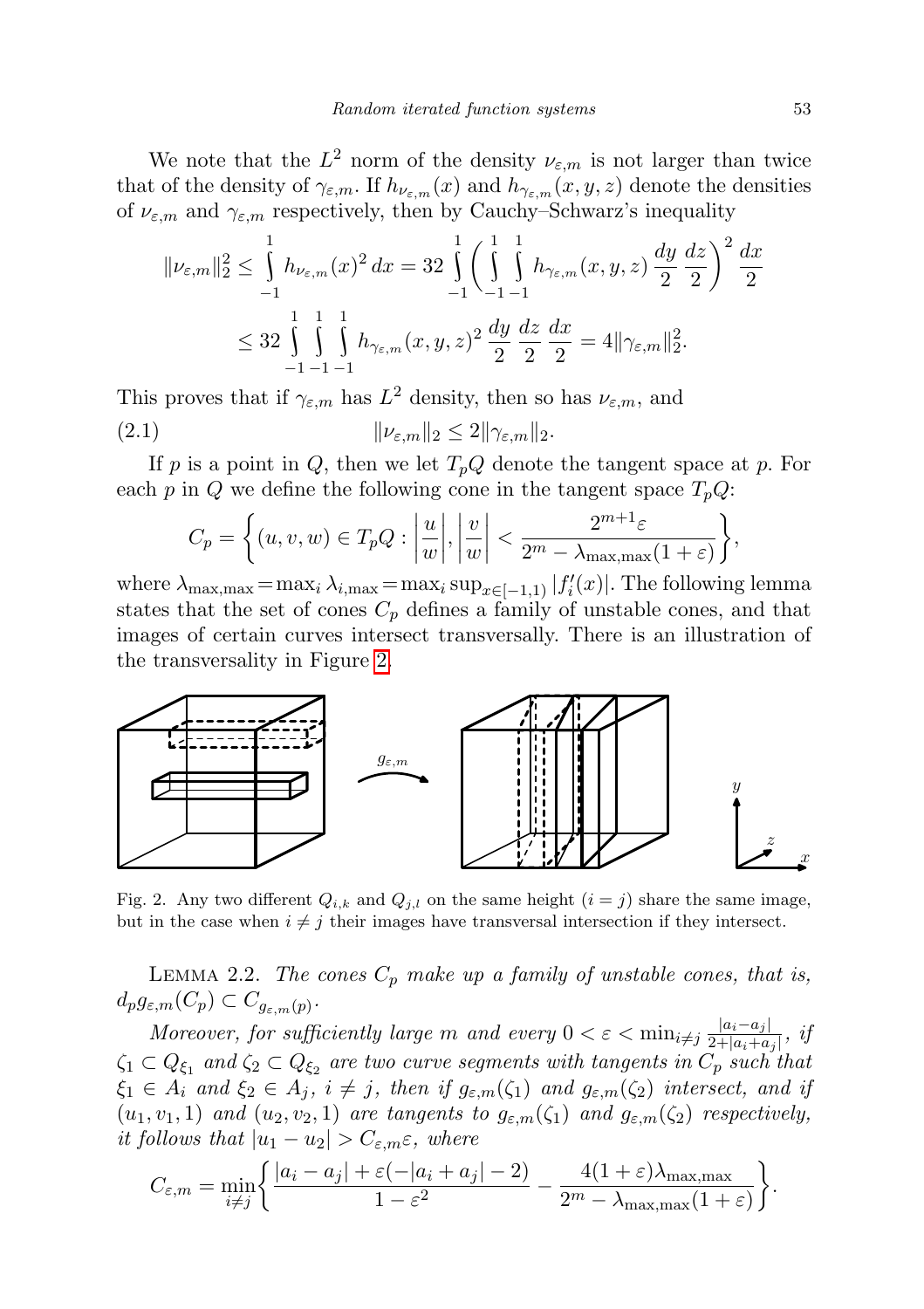We note that the $L^2$ norm of the density $\nu_{\varepsilon,m}$ is not larger than twice that of the density of $\gamma_{\varepsilon,m}$. If $h_{\nu_{\varepsilon,m}}(x)$ and $h_{\gamma_{\varepsilon,m}}(x,y,z)$ denote the densities of $\nu_{\varepsilon,m}$ and $\gamma_{\varepsilon,m}$ respectively, then by Cauchy–Schwarz's inequality

$$\|\nu_{\varepsilon,m}\|_2^2 \le \int_{-1}^{1} h_{\nu_{\varepsilon,m}}(x)^2\,dx = 32 \int_{-1}^{1} \bigg( \int_{-1}^{1}\int_{-1}^{1} h_{\gamma_{\varepsilon,m}}(x,y,z)\,\frac{dy}{2}\,\frac{dz}{2}\bigg)^2 \frac{dx}{2}$$

$$\le 32 \int_{-1}^{1}\int_{-1}^{1}\int_{-1}^{1} h_{\gamma_{\varepsilon,m}}(x,y,z)^2\,\frac{dy}{2}\,\frac{dz}{2}\,\frac{dx}{2} = 4\|\gamma_{\varepsilon,m}\|_2^2.$$

This proves that if $\gamma_{\varepsilon,m}$ has $L^2$ density, then so has $\nu_{\varepsilon,m}$, and

$$\|\nu_{\varepsilon,m}\|_2 \le 2\|\gamma_{\varepsilon,m}\|_2. \tag{2.1}$$

If $p$ is a point in $Q$, then we let $T_pQ$ denote the tangent space at $p$. For each $p$ in $Q$ we define the following cone in the tangent space $T_pQ$:

$$C_p = \bigg\{ (u,v,w) \in T_pQ : \bigg|\frac{u}{w}\bigg|, \bigg|\frac{v}{w}\bigg| < \frac{2^{m+1}\varepsilon}{2^m - \lambda_{\max,\max}(1+\varepsilon)} \bigg\},$$

where $\lambda_{\max,\max} = \max_i \lambda_{i,\max} = \max_i \sup_{x\in[-1,1)} |f_i'(x)|$. The following lemma states that the set of cones $C_p$ defines a family of unstable cones, and that images of certain curves intersect transversally. There is an illustration of the transversality in Figure 2.

Fig. 2. Any two different $Q_{i,k}$ and $Q_{j,l}$ on the same height ($i = j$) share the same image, but in the case when $i \ne j$ their images have transversal intersection if they intersect.

Lemma 2.2. *The cones $C_p$ make up a family of unstable cones, that is, $d_p g_{\varepsilon,m}(C_p) \subset C_{g_{\varepsilon,m}(p)}$.*

*Moreover, for sufficiently large $m$ and every $0 < \varepsilon < \min_{i\ne j} \frac{|a_i - a_j|}{2 + |a_i + a_j|}$, if $\zeta_1 \subset Q_{\xi_1}$ and $\zeta_2 \subset Q_{\xi_2}$ are two curve segments with tangents in $C_p$ such that $\xi_1 \in A_i$ and $\xi_2 \in A_j$, $i \ne j$, then if $g_{\varepsilon,m}(\zeta_1)$ and $g_{\varepsilon,m}(\zeta_2)$ intersect, and if $(u_1, v_1, 1)$ and $(u_2, v_2, 1)$ are tangents to $g_{\varepsilon,m}(\zeta_1)$ and $g_{\varepsilon,m}(\zeta_2)$ respectively, it follows that $|u_1 - u_2| > C_{\varepsilon,m}\varepsilon$, where*

$$C_{\varepsilon,m} = \min_{i\ne j} \bigg\{ \frac{|a_i - a_j| + \varepsilon(-|a_i + a_j| - 2)}{1 - \varepsilon^2} - \frac{4(1+\varepsilon)\lambda_{\max,\max}}{2^m - \lambda_{\max,\max}(1+\varepsilon)} \bigg\}.$$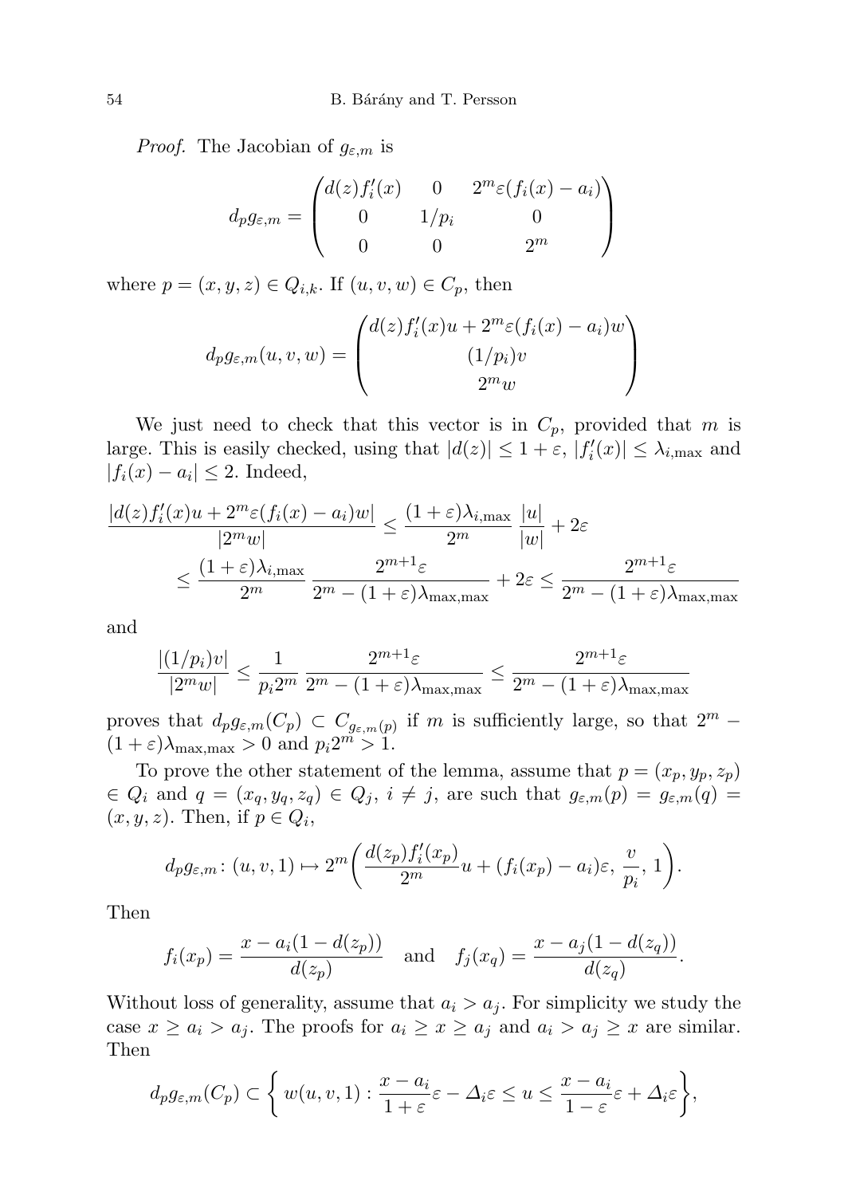*Proof.* The Jacobian of $g_{\varepsilon,m}$ is

$$d_p g_{\varepsilon,m} = \begin{pmatrix} d(z)f_i'(x) & 0 & 2^m\varepsilon(f_i(x)-a_i) \\ 0 & 1/p_i & 0 \\ 0 & 0 & 2^m \end{pmatrix}$$

where $p = (x,y,z) \in Q_{i,k}$. If $(u,v,w) \in C_p$, then

$$d_p g_{\varepsilon,m}(u,v,w) = \begin{pmatrix} d(z)f_i'(x)u + 2^m\varepsilon(f_i(x)-a_i)w \\ (1/p_i)v \\ 2^m w \end{pmatrix}$$

We just need to check that this vector is in $C_p$, provided that $m$ is large. This is easily checked, using that $|d(z)| \le 1+\varepsilon$, $|f_i'(x)| \le \lambda_{i,\max}$ and $|f_i(x) - a_i| \le 2$. Indeed,

$$\begin{aligned}\frac{|d(z)f_i'(x)u + 2^m\varepsilon(f_i(x)-a_i)w|}{|2^m w|} &\le \frac{(1+\varepsilon)\lambda_{i,\max}}{2^m}\,\frac{|u|}{|w|} + 2\varepsilon \\ &\le \frac{(1+\varepsilon)\lambda_{i,\max}}{2^m}\,\frac{2^{m+1}\varepsilon}{2^m - (1+\varepsilon)\lambda_{\max,\max}} + 2\varepsilon \le \frac{2^{m+1}\varepsilon}{2^m - (1+\varepsilon)\lambda_{\max,\max}}\end{aligned}$$

and

$$\frac{|(1/p_i)v|}{|2^m w|} \le \frac{1}{p_i 2^m}\,\frac{2^{m+1}\varepsilon}{2^m - (1+\varepsilon)\lambda_{\max,\max}} \le \frac{2^{m+1}\varepsilon}{2^m - (1+\varepsilon)\lambda_{\max,\max}}$$

proves that $d_p g_{\varepsilon,m}(C_p) \subset C_{g_{\varepsilon,m}(p)}$ if $m$ is sufficiently large, so that $2^m - (1+\varepsilon)\lambda_{\max,\max} > 0$ and $p_i 2^m > 1$.

To prove the other statement of the lemma, assume that $p = (x_p, y_p, z_p) \in Q_i$ and $q = (x_q, y_q, z_q) \in Q_j$, $i \ne j$, are such that $g_{\varepsilon,m}(p) = g_{\varepsilon,m}(q) = (x,y,z)$. Then, if $p \in Q_i$,

$$d_p g_{\varepsilon,m} \colon (u,v,1) \mapsto 2^m\bigg(\frac{d(z_p)f_i'(x_p)}{2^m}u + (f_i(x_p)-a_i)\varepsilon,\ \frac{v}{p_i},\ 1\bigg).$$

Then

$$f_i(x_p) = \frac{x - a_i(1-d(z_p))}{d(z_p)} \quad \text{and} \quad f_j(x_q) = \frac{x - a_j(1-d(z_q))}{d(z_q)}.$$

Without loss of generality, assume that $a_i > a_j$. For simplicity we study the case $x \ge a_i > a_j$. The proofs for $a_i \ge x \ge a_j$ and $a_i > a_j \ge x$ are similar. Then

$$d_p g_{\varepsilon,m}(C_p) \subset \bigg\{\, w(u,v,1) : \frac{x-a_i}{1+\varepsilon}\varepsilon - \Delta_i\varepsilon \le u \le \frac{x-a_i}{1-\varepsilon}\varepsilon + \Delta_i\varepsilon \bigg\},$$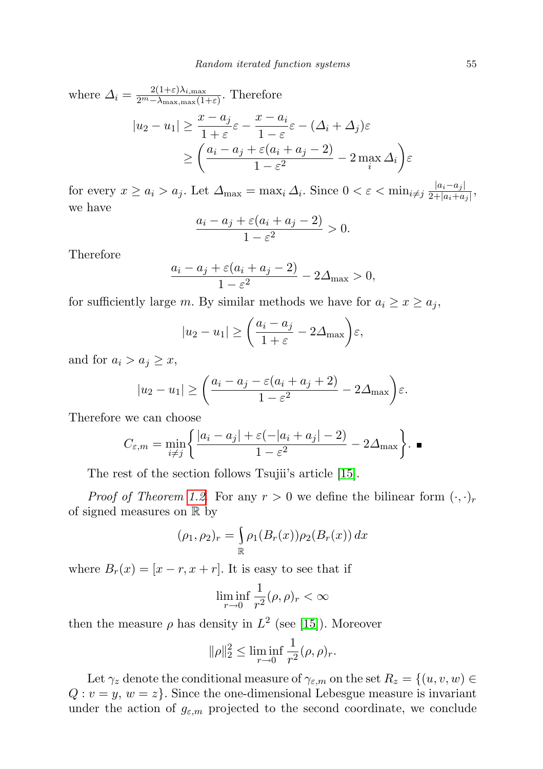where $\varDelta_i = \frac{2(1+\varepsilon)\lambda_{i,\max}}{2^m - \lambda_{\max,\max}(1+\varepsilon)}$. Therefore

$$|u_2 - u_1| \geq \frac{x - a_j}{1+\varepsilon}\varepsilon - \frac{x - a_i}{1-\varepsilon}\varepsilon - (\varDelta_i + \varDelta_j)\varepsilon$$
$$\geq \left(\frac{a_i - a_j + \varepsilon(a_i + a_j - 2)}{1-\varepsilon^2} - 2\max_i \varDelta_i\right)\varepsilon$$

for every $x \geq a_i > a_j$. Let $\varDelta_{\max} = \max_i \varDelta_i$. Since $0 < \varepsilon < \min_{i\neq j} \frac{|a_i - a_j|}{2 + |a_i + a_j|}$, we have

$$\frac{a_i - a_j + \varepsilon(a_i + a_j - 2)}{1-\varepsilon^2} > 0.$$

Therefore

$$\frac{a_i - a_j + \varepsilon(a_i + a_j - 2)}{1-\varepsilon^2} - 2\varDelta_{\max} > 0,$$

for sufficiently large $m$. By similar methods we have for $a_i \geq x \geq a_j$,

$$|u_2 - u_1| \geq \left(\frac{a_i - a_j}{1+\varepsilon} - 2\varDelta_{\max}\right)\varepsilon,$$

and for $a_i > a_j \geq x$,

$$|u_2 - u_1| \geq \left(\frac{a_i - a_j - \varepsilon(a_i + a_j + 2)}{1-\varepsilon^2} - 2\varDelta_{\max}\right)\varepsilon.$$

Therefore we can choose

$$C_{\varepsilon,m} = \min_{i\neq j}\left\{\frac{|a_i - a_j| + \varepsilon(-|a_i + a_j| - 2)}{1-\varepsilon^2} - 2\varDelta_{\max}\right\}. \quad \blacksquare$$

The rest of the section follows Tsujii's article [15].

*Proof of Theorem 1.2.* For any $r > 0$ we define the bilinear form $(\cdot,\cdot)_r$ of signed measures on $\mathbb{R}$ by

$$(\rho_1, \rho_2)_r = \int_{\mathbb{R}} \rho_1(B_r(x))\rho_2(B_r(x))\,dx$$

where $B_r(x) = [x - r, x + r]$. It is easy to see that if

$$\liminf_{r\to 0} \frac{1}{r^2}(\rho,\rho)_r < \infty$$

then the measure $\rho$ has density in $L^2$ (see [15]). Moreover

$$\|\rho\|_2^2 \leq \liminf_{r\to 0} \frac{1}{r^2}(\rho,\rho)_r.$$

Let $\gamma_z$ denote the conditional measure of $\gamma_{\varepsilon,m}$ on the set $R_z = \{(u,v,w) \in Q : v = y,\, w = z\}$. Since the one-dimensional Lebesgue measure is invariant under the action of $g_{\varepsilon,m}$ projected to the second coordinate, we conclude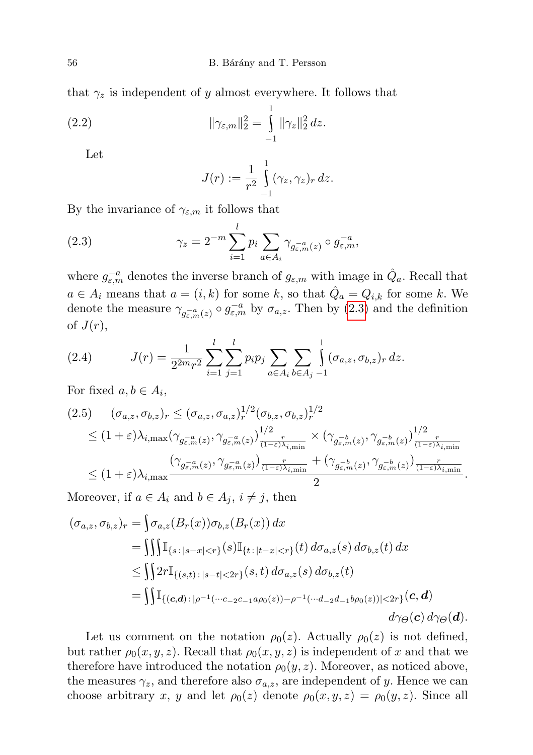that $\gamma_z$ is independent of $y$ almost everywhere. It follows that

$$\|\gamma_{\varepsilon,m}\|_2^2 = \int_{-1}^{1} \|\gamma_z\|_2^2 \, dz. \tag{2.2}$$

Let

$$J(r) := \frac{1}{r^2} \int_{-1}^{1} (\gamma_z, \gamma_z)_r \, dz.$$

By the invariance of $\gamma_{\varepsilon,m}$ it follows that

$$\gamma_z = 2^{-m} \sum_{i=1}^{l} p_i \sum_{a \in A_i} \gamma_{g_{\varepsilon,m}^{-a}(z)} \circ g_{\varepsilon,m}^{-a}, \tag{2.3}$$

where $g_{\varepsilon,m}^{-a}$ denotes the inverse branch of $g_{\varepsilon,m}$ with image in $\hat{Q}_a$. Recall that $a \in A_i$ means that $a = (i,k)$ for some $k$, so that $\hat{Q}_a = Q_{i,k}$ for some $k$. We denote the measure $\gamma_{g_{\varepsilon,m}^{-a}(z)} \circ g_{\varepsilon,m}^{-a}$ by $\sigma_{a,z}$. Then by (2.3) and the definition of $J(r)$,

$$J(r) = \frac{1}{2^{2m} r^2} \sum_{i=1}^{l} \sum_{j=1}^{l} p_i p_j \sum_{a \in A_i} \sum_{b \in A_j} \int_{-1}^{1} (\sigma_{a,z}, \sigma_{b,z})_r \, dz. \tag{2.4}$$

For fixed $a, b \in A_i$,

$$\begin{aligned}
(2.5)\quad (\sigma_{a,z}, \sigma_{b,z})_r &\le (\sigma_{a,z}, \sigma_{a,z})_r^{1/2} (\sigma_{b,z}, \sigma_{b,z})_r^{1/2} \\
&\le (1+\varepsilon)\lambda_{i,\max} \big(\gamma_{g_{\varepsilon,m}^{-a}(z)}, \gamma_{g_{\varepsilon,m}^{-a}(z)}\big)^{1/2}_{\frac{r}{(1-\varepsilon)\lambda_{i,\min}}} \times \big(\gamma_{g_{\varepsilon,m}^{-b}(z)}, \gamma_{g_{\varepsilon,m}^{-b}(z)}\big)^{1/2}_{\frac{r}{(1-\varepsilon)\lambda_{i,\min}}} \\
&\le (1+\varepsilon)\lambda_{i,\max} \frac{\big(\gamma_{g_{\varepsilon,m}^{-a}(z)}, \gamma_{g_{\varepsilon,m}^{-a}(z)}\big)_{\frac{r}{(1-\varepsilon)\lambda_{i,\min}}} + \big(\gamma_{g_{\varepsilon,m}^{-b}(z)}, \gamma_{g_{\varepsilon,m}^{-b}(z)}\big)_{\frac{r}{(1-\varepsilon)\lambda_{i,\min}}}}{2}.
\end{aligned}$$

Moreover, if $a \in A_i$ and $b \in A_j$, $i \neq j$, then

$$\begin{aligned}
(\sigma_{a,z}, \sigma_{b,z})_r &= \int \sigma_{a,z}(B_r(x)) \sigma_{b,z}(B_r(x)) \, dx \\
&= \iiint \mathbb{I}_{\{s \,:\, |s-x|<r\}}(s) \mathbb{I}_{\{t \,:\, |t-x|<r\}}(t) \, d\sigma_{a,z}(s) \, d\sigma_{b,z}(t) \, dx \\
&\le \iint 2r \mathbb{I}_{\{(s,t) \,:\, |s-t|<2r\}}(s,t) \, d\sigma_{a,z}(s) \, d\sigma_{b,z}(t) \\
&= \iint \mathbb{I}_{\{(\boldsymbol{c},\boldsymbol{d}) \,:\, |\rho^{-1}(\cdots c_{-2} c_{-1} a \rho_0(z)) - \rho^{-1}(\cdots d_{-2} d_{-1} b \rho_0(z))| < 2r\}}(\boldsymbol{c}, \boldsymbol{d}) \\
&\qquad\qquad d\gamma_\Theta(\boldsymbol{c}) \, d\gamma_\Theta(\boldsymbol{d}).
\end{aligned}$$

Let us comment on the notation $\rho_0(z)$. Actually $\rho_0(z)$ is not defined, but rather $\rho_0(x,y,z)$. Recall that $\rho_0(x,y,z)$ is independent of $x$ and that we therefore have introduced the notation $\rho_0(y,z)$. Moreover, as noticed above, the measures $\gamma_z$, and therefore also $\sigma_{a,z}$, are independent of $y$. Hence we can choose arbitrary $x$, $y$ and let $\rho_0(z)$ denote $\rho_0(x,y,z) = \rho_0(y,z)$. Since all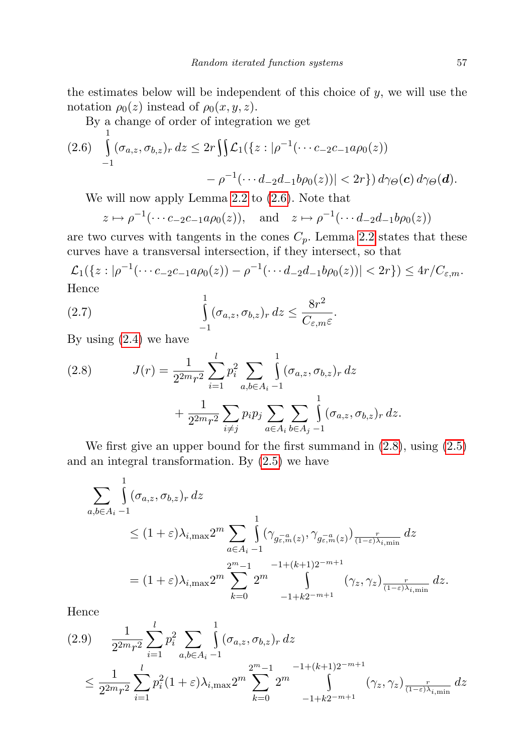the estimates below will be independent of this choice of $y$, we will use the notation $\rho_0(z)$ instead of $\rho_0(x, y, z)$.

By a change of order of integration we get

$$
\int_{-1}^{1} (\sigma_{a,z}, \sigma_{b,z})_r \, dz \le 2r \iint \mathcal{L}_1(\{z : |\rho^{-1}(\cdots c_{-2}c_{-1}a\rho_0(z)) - \rho^{-1}(\cdots d_{-2}d_{-1}b\rho_0(z))| < 2r\}) \, d\gamma_\Theta(\boldsymbol{c}) \, d\gamma_\Theta(\boldsymbol{d}). \tag{2.6}
$$

We will now apply Lemma 2.2 to (2.6). Note that

$$
z \mapsto \rho^{-1}(\cdots c_{-2}c_{-1}a\rho_0(z)), \quad \text{and} \quad z \mapsto \rho^{-1}(\cdots d_{-2}d_{-1}b\rho_0(z))
$$

are two curves with tangents in the cones $C_p$. Lemma 2.2 states that these curves have a transversal intersection, if they intersect, so that

$$
\mathcal{L}_1(\{z : |\rho^{-1}(\cdots c_{-2}c_{-1}a\rho_0(z)) - \rho^{-1}(\cdots d_{-2}d_{-1}b\rho_0(z))| < 2r\}) \le 4r/C_{\varepsilon,m}.
$$

Hence

$$
\int_{-1}^{1} (\sigma_{a,z}, \sigma_{b,z})_r \, dz \le \frac{8r^2}{C_{\varepsilon,m}\varepsilon}. \tag{2.7}
$$

By using (2.4) we have

$$
J(r) = \frac{1}{2^{2m}r^2} \sum_{i=1}^{l} p_i^2 \sum_{a,b \in A_i} \int_{-1}^{1} (\sigma_{a,z}, \sigma_{b,z})_r \, dz + \frac{1}{2^{2m}r^2} \sum_{i \ne j} p_i p_j \sum_{a \in A_i} \sum_{b \in A_j} \int_{-1}^{1} (\sigma_{a,z}, \sigma_{b,z})_r \, dz. \tag{2.8}
$$

We first give an upper bound for the first summand in (2.8), using (2.5) and an integral transformation. By (2.5) we have

$$
\begin{aligned}
\sum_{a,b \in A_i} \int_{-1}^{1} (\sigma_{a,z}, \sigma_{b,z})_r \, dz
&\le (1+\varepsilon)\lambda_{i,\max} 2^m \sum_{a \in A_i} \int_{-1}^{1} (\gamma_{g_{\varepsilon,m}^{-a}(z)}, \gamma_{g_{\varepsilon,m}^{-a}(z)})_{\frac{r}{(1-\varepsilon)\lambda_{i,\min}}} \, dz \\
&= (1+\varepsilon)\lambda_{i,\max} 2^m \sum_{k=0}^{2^m-1} 2^m \int_{-1+k2^{-m+1}}^{-1+(k+1)2^{-m+1}} (\gamma_z, \gamma_z)_{\frac{r}{(1-\varepsilon)\lambda_{i,\min}}} \, dz.
\end{aligned}
$$

Hence

$$
\begin{aligned}
&\frac{1}{2^{2m}r^2} \sum_{i=1}^{l} p_i^2 \sum_{a,b \in A_i} \int_{-1}^{1} (\sigma_{a,z}, \sigma_{b,z})_r \, dz \\
&\le \frac{1}{2^{2m}r^2} \sum_{i=1}^{l} p_i^2 (1+\varepsilon)\lambda_{i,\max} 2^m \sum_{k=0}^{2^m-1} 2^m \int_{-1+k2^{-m+1}}^{-1+(k+1)2^{-m+1}} (\gamma_z, \gamma_z)_{\frac{r}{(1-\varepsilon)\lambda_{i,\min}}} \, dz
\end{aligned} \tag{2.9}
$$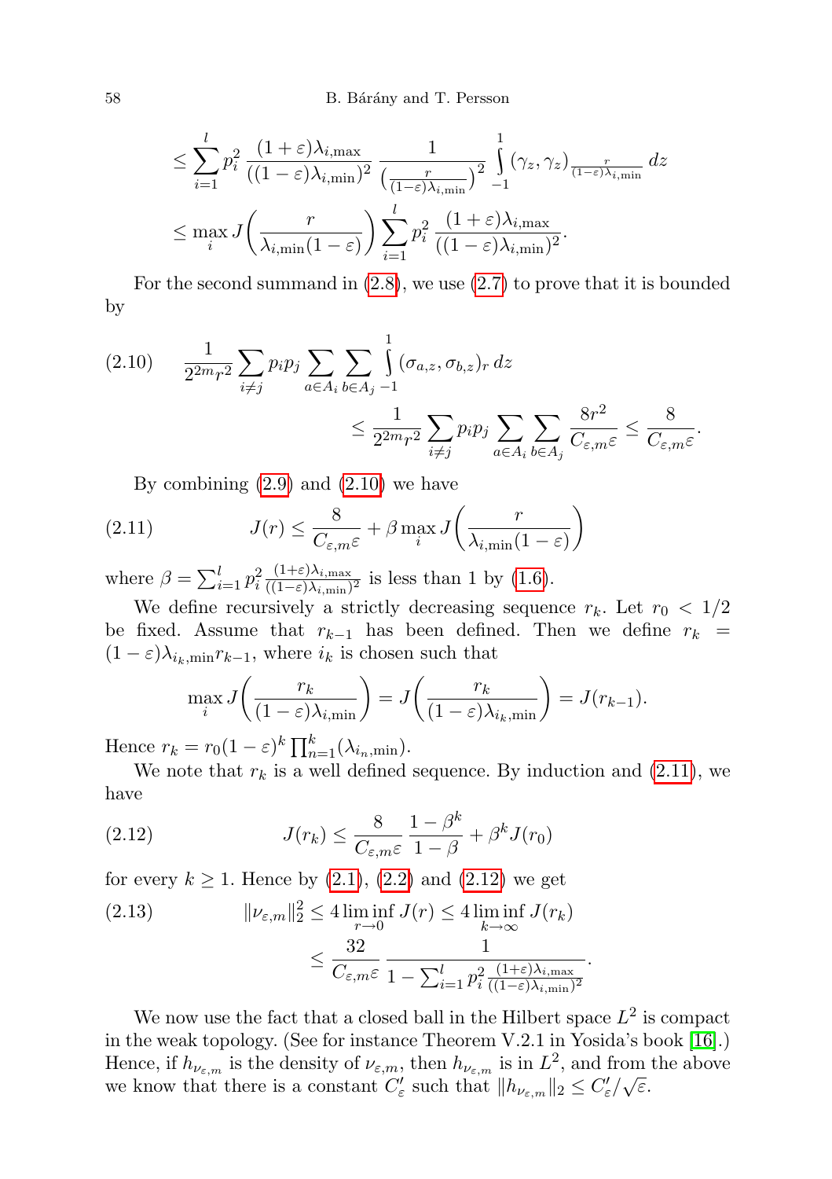$$
\leq \sum_{i=1}^{l} p_i^2 \, \frac{(1+\varepsilon)\lambda_{i,\max}}{((1-\varepsilon)\lambda_{i,\min})^2} \, \frac{1}{\left(\frac{r}{(1-\varepsilon)\lambda_{i,\min}}\right)^2} \int_{-1}^{1} (\gamma_z, \gamma_z)_{\frac{r}{(1-\varepsilon)\lambda_{i,\min}}} \, dz
$$

$$
\leq \max_i J\left(\frac{r}{\lambda_{i,\min}(1-\varepsilon)}\right) \sum_{i=1}^{l} p_i^2 \, \frac{(1+\varepsilon)\lambda_{i,\max}}{((1-\varepsilon)\lambda_{i,\min})^2}.
$$

For the second summand in (2.8), we use (2.7) to prove that it is bounded by

$$
\begin{aligned}
(2.10) \qquad & \frac{1}{2^{2m} r^2} \sum_{i \neq j} p_i p_j \sum_{a \in A_i} \sum_{b \in A_j} \int_{-1}^{1} (\sigma_{a,z}, \sigma_{b,z})_r \, dz \\
& \qquad \leq \frac{1}{2^{2m} r^2} \sum_{i \neq j} p_i p_j \sum_{a \in A_i} \sum_{b \in A_j} \frac{8r^2}{C_{\varepsilon,m}\varepsilon} \leq \frac{8}{C_{\varepsilon,m}\varepsilon}.
\end{aligned}
$$

By combining (2.9) and (2.10) we have

$$
(2.11) \qquad J(r) \leq \frac{8}{C_{\varepsilon,m}\varepsilon} + \beta \max_i J\left(\frac{r}{\lambda_{i,\min}(1-\varepsilon)}\right)
$$

where $\beta = \sum_{i=1}^{l} p_i^2 \frac{(1+\varepsilon)\lambda_{i,\max}}{((1-\varepsilon)\lambda_{i,\min})^2}$ is less than 1 by (1.6).

We define recursively a strictly decreasing sequence $r_k$. Let $r_0 < 1/2$ be fixed. Assume that $r_{k-1}$ has been defined. Then we define $r_k = (1-\varepsilon)\lambda_{i_k,\min} r_{k-1}$, where $i_k$ is chosen such that

$$
\max_i J\left(\frac{r_k}{(1-\varepsilon)\lambda_{i,\min}}\right) = J\left(\frac{r_k}{(1-\varepsilon)\lambda_{i_k,\min}}\right) = J(r_{k-1}).
$$

Hence $r_k = r_0(1-\varepsilon)^k \prod_{n=1}^{k} (\lambda_{i_n,\min})$.

We note that $r_k$ is a well defined sequence. By induction and (2.11), we have

$$
(2.12) \qquad J(r_k) \leq \frac{8}{C_{\varepsilon,m}\varepsilon} \, \frac{1-\beta^k}{1-\beta} + \beta^k J(r_0)
$$

for every $k \geq 1$. Hence by (2.1), (2.2) and (2.12) we get

$$
\begin{aligned}
(2.13) \qquad \|\nu_{\varepsilon,m}\|_2^2 &\leq 4 \liminf_{r \to 0} J(r) \leq 4 \liminf_{k \to \infty} J(r_k) \\
&\leq \frac{32}{C_{\varepsilon,m}\varepsilon} \, \frac{1}{1 - \sum_{i=1}^{l} p_i^2 \frac{(1+\varepsilon)\lambda_{i,\max}}{((1-\varepsilon)\lambda_{i,\min})^2}}.
\end{aligned}
$$

We now use the fact that a closed ball in the Hilbert space $L^2$ is compact in the weak topology. (See for instance Theorem V.2.1 in Yosida's book [16].) Hence, if $h_{\nu_{\varepsilon,m}}$ is the density of $\nu_{\varepsilon,m}$, then $h_{\nu_{\varepsilon,m}}$ is in $L^2$, and from the above we know that there is a constant $C'_\varepsilon$ such that $\|h_{\nu_{\varepsilon,m}}\|_2 \leq C'_\varepsilon/\sqrt{\varepsilon}$.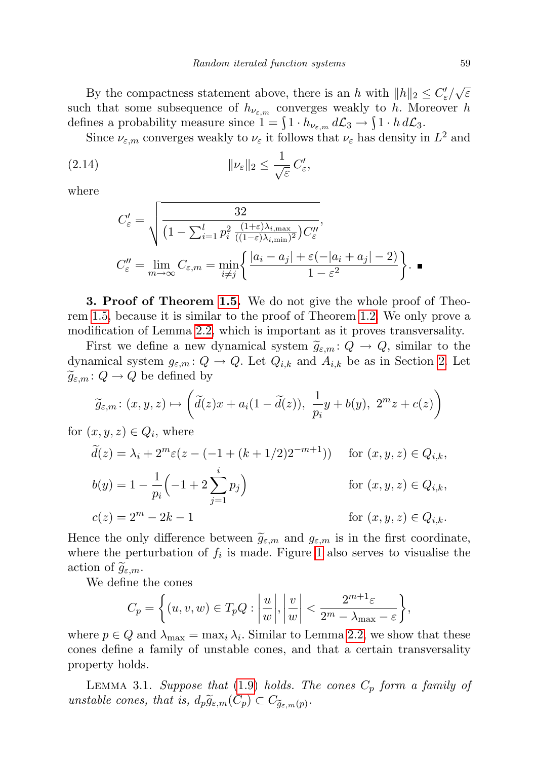By the compactness statement above, there is an $h$ with $\|h\|_2 \leq C'_\varepsilon/\sqrt{\varepsilon}$ such that some subsequence of $h_{\nu_{\varepsilon,m}}$ converges weakly to $h$. Moreover $h$ defines a probability measure since $1 = \int 1 \cdot h_{\nu_{\varepsilon,m}}\, d\mathcal{L}_3 \to \int 1 \cdot h\, d\mathcal{L}_3$.

Since $\nu_{\varepsilon,m}$ converges weakly to $\nu_\varepsilon$ it follows that $\nu_\varepsilon$ has density in $L^2$ and

$$\|\nu_\varepsilon\|_2 \leq \frac{1}{\sqrt{\varepsilon}}\, C'_\varepsilon, \tag{2.14}$$

where

$$C'_\varepsilon = \sqrt{\frac{32}{\big(1 - \sum_{i=1}^{l} p_i^2 \frac{(1+\varepsilon)\lambda_{i,\max}}{((1-\varepsilon)\lambda_{i,\min})^2}\big) C''_\varepsilon}},$$

$$C''_\varepsilon = \lim_{m\to\infty} C_{\varepsilon,m} = \min_{i\neq j}\bigg\{\frac{|a_i - a_j| + \varepsilon(-|a_i + a_j| - 2)}{1-\varepsilon^2}\bigg\}. \ \blacksquare$$

**3. Proof of Theorem 1.5.** We do not give the whole proof of Theorem 1.5, because it is similar to the proof of Theorem 1.2. We only prove a modification of Lemma 2.2, which is important as it proves transversality.

First we define a new dynamical system $\widetilde{g}_{\varepsilon,m}\colon Q \to Q$, similar to the dynamical system $g_{\varepsilon,m}\colon Q \to Q$. Let $Q_{i,k}$ and $A_{i,k}$ be as in Section 2. Let $\widetilde{g}_{\varepsilon,m}\colon Q \to Q$ be defined by

$$\widetilde{g}_{\varepsilon,m}\colon (x,y,z) \mapsto \bigg(\widetilde{d}(z)x + a_i(1-\widetilde{d}(z)),\ \frac{1}{p_i}y + b(y),\ 2^m z + c(z)\bigg)$$

for $(x,y,z) \in Q_i$, where

$$\widetilde{d}(z) = \lambda_i + 2^m\varepsilon(z - (-1 + (k+1/2)2^{-m+1})) \quad \text{for } (x,y,z) \in Q_{i,k},$$

$$b(y) = 1 - \frac{1}{p_i}\Big(-1 + 2\sum_{j=1}^{i} p_j\Big) \quad \text{for } (x,y,z) \in Q_{i,k},$$

$$c(z) = 2^m - 2k - 1 \quad \text{for } (x,y,z) \in Q_{i,k}.$$

Hence the only difference between $\widetilde{g}_{\varepsilon,m}$ and $g_{\varepsilon,m}$ is in the first coordinate, where the perturbation of $f_i$ is made. Figure 1 also serves to visualise the action of $\widetilde{g}_{\varepsilon,m}$.

We define the cones

$$C_p = \bigg\{(u,v,w) \in T_pQ : \bigg|\frac{u}{w}\bigg|, \bigg|\frac{v}{w}\bigg| < \frac{2^{m+1}\varepsilon}{2^m - \lambda_{\max} - \varepsilon}\bigg\},$$

where $p \in Q$ and $\lambda_{\max} = \max_i \lambda_i$. Similar to Lemma 2.2, we show that these cones define a family of unstable cones, and that a certain transversality property holds.

Lemma 3.1. *Suppose that (1.9) holds. The cones $C_p$ form a family of unstable cones, that is, $d_p\widetilde{g}_{\varepsilon,m}(C_p) \subset C_{\widetilde{g}_{\varepsilon,m}(p)}$.*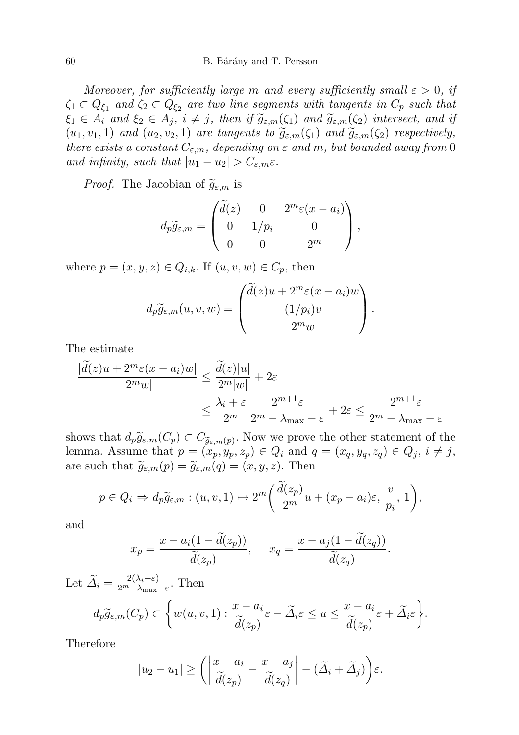*Moreover, for sufficiently large $m$ and every sufficiently small $\varepsilon > 0$, if $\zeta_1 \subset Q_{\xi_1}$ and $\zeta_2 \subset Q_{\xi_2}$ are two line segments with tangents in $C_p$ such that $\xi_1 \in A_i$ and $\xi_2 \in A_j$, $i \neq j$, then if $\widetilde{g}_{\varepsilon,m}(\zeta_1)$ and $\widetilde{g}_{\varepsilon,m}(\zeta_2)$ intersect, and if $(u_1, v_1, 1)$ and $(u_2, v_2, 1)$ are tangents to $\widetilde{g}_{\varepsilon,m}(\zeta_1)$ and $\widetilde{g}_{\varepsilon,m}(\zeta_2)$ respectively, there exists a constant $C_{\varepsilon,m}$, depending on $\varepsilon$ and $m$, but bounded away from 0 and infinity, such that $|u_1 - u_2| > C_{\varepsilon,m}\varepsilon$.*

*Proof.* The Jacobian of $\widetilde{g}_{\varepsilon,m}$ is

$$d_p\widetilde{g}_{\varepsilon,m} = \begin{pmatrix} \widetilde{d}(z) & 0 & 2^m\varepsilon(x - a_i) \\ 0 & 1/p_i & 0 \\ 0 & 0 & 2^m \end{pmatrix},$$

where $p = (x, y, z) \in Q_{i,k}$. If $(u, v, w) \in C_p$, then

$$d_p\widetilde{g}_{\varepsilon,m}(u, v, w) = \begin{pmatrix} \widetilde{d}(z)u + 2^m\varepsilon(x - a_i)w \\ (1/p_i)v \\ 2^m w \end{pmatrix}.$$

The estimate

$$\begin{aligned} \frac{|\widetilde{d}(z)u + 2^m\varepsilon(x - a_i)w|}{|2^m w|} &\leq \frac{\widetilde{d}(z)|u|}{2^m|w|} + 2\varepsilon \\ &\leq \frac{\lambda_i + \varepsilon}{2^m}\,\frac{2^{m+1}\varepsilon}{2^m - \lambda_{\max} - \varepsilon} + 2\varepsilon \leq \frac{2^{m+1}\varepsilon}{2^m - \lambda_{\max} - \varepsilon} \end{aligned}$$

shows that $d_p\widetilde{g}_{\varepsilon,m}(C_p) \subset C_{\widetilde{g}_{\varepsilon,m}(p)}$. Now we prove the other statement of the lemma. Assume that $p = (x_p, y_p, z_p) \in Q_i$ and $q = (x_q, y_q, z_q) \in Q_j$, $i \neq j$, are such that $\widetilde{g}_{\varepsilon,m}(p) = \widetilde{g}_{\varepsilon,m}(q) = (x, y, z)$. Then

$$p \in Q_i \Rightarrow d_p\widetilde{g}_{\varepsilon,m} : (u, v, 1) \mapsto 2^m\bigg(\frac{\widetilde{d}(z_p)}{2^m}u + (x_p - a_i)\varepsilon,\ \frac{v}{p_i},\ 1\bigg),$$

and

$$x_p = \frac{x - a_i(1 - \widetilde{d}(z_p))}{\widetilde{d}(z_p)}, \qquad x_q = \frac{x - a_j(1 - \widetilde{d}(z_q))}{\widetilde{d}(z_q)}.$$

Let $\widetilde{\Delta}_i = \frac{2(\lambda_i + \varepsilon)}{2^m - \lambda_{\max} - \varepsilon}$. Then

$$d_p\widetilde{g}_{\varepsilon,m}(C_p) \subset \bigg\{ w(u, v, 1) : \frac{x - a_i}{\widetilde{d}(z_p)}\varepsilon - \widetilde{\Delta}_i\varepsilon \leq u \leq \frac{x - a_i}{\widetilde{d}(z_p)}\varepsilon + \widetilde{\Delta}_i\varepsilon \bigg\}.$$

Therefore

$$|u_2 - u_1| \geq \bigg( \bigg| \frac{x - a_i}{\widetilde{d}(z_p)} - \frac{x - a_j}{\widetilde{d}(z_q)} \bigg| - (\widetilde{\Delta}_i + \widetilde{\Delta}_j) \bigg)\varepsilon.$$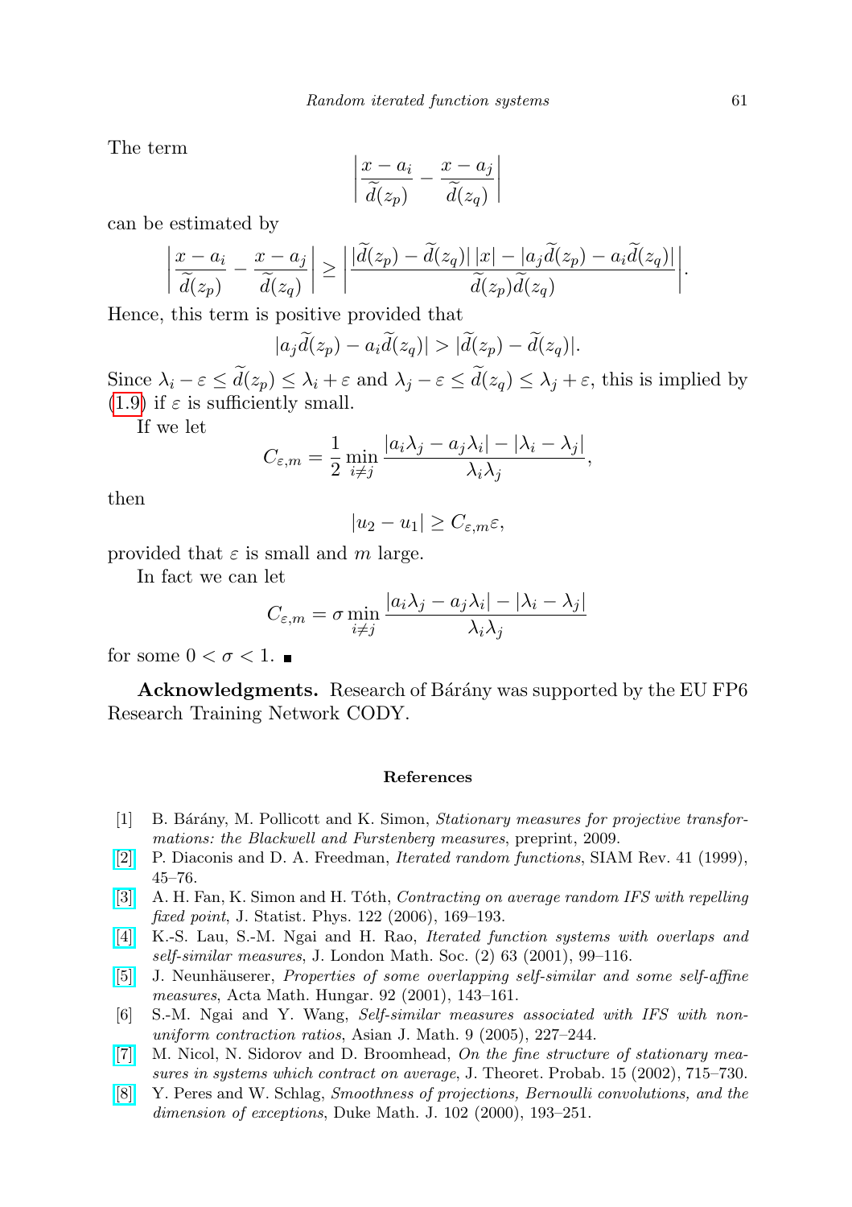The term

$$\left|\frac{x-a_i}{\widetilde{d}(z_p)} - \frac{x-a_j}{\widetilde{d}(z_q)}\right|$$

can be estimated by

$$\left|\frac{x-a_i}{\widetilde{d}(z_p)} - \frac{x-a_j}{\widetilde{d}(z_q)}\right| \geq \left|\frac{|\widetilde{d}(z_p)-\widetilde{d}(z_q)|\,|x| - |a_j\widetilde{d}(z_p) - a_i\widetilde{d}(z_q)|}{\widetilde{d}(z_p)\widetilde{d}(z_q)}\right|.$$

Hence, this term is positive provided that

$$|a_j\widetilde{d}(z_p) - a_i\widetilde{d}(z_q)| > |\widetilde{d}(z_p) - \widetilde{d}(z_q)|.$$

Since $\lambda_i - \varepsilon \leq \widetilde{d}(z_p) \leq \lambda_i + \varepsilon$ and $\lambda_j - \varepsilon \leq \widetilde{d}(z_q) \leq \lambda_j + \varepsilon$, this is implied by (1.9) if $\varepsilon$ is sufficiently small.

If we let

$$C_{\varepsilon,m} = \frac{1}{2}\min_{i\neq j}\frac{|a_i\lambda_j - a_j\lambda_i| - |\lambda_i - \lambda_j|}{\lambda_i\lambda_j},$$

then

$$|u_2 - u_1| \geq C_{\varepsilon,m}\varepsilon,$$

provided that $\varepsilon$ is small and $m$ large.

In fact we can let

$$C_{\varepsilon,m} = \sigma\min_{i\neq j}\frac{|a_i\lambda_j - a_j\lambda_i| - |\lambda_i - \lambda_j|}{\lambda_i\lambda_j}$$

for some $0 < \sigma < 1$. ∎

**Acknowledgments.** Research of Bárány was supported by the EU FP6 Research Training Network CODY.

### References

[1] B. Bárány, M. Pollicott and K. Simon, *Stationary measures for projective transformations: the Blackwell and Furstenberg measures*, preprint, 2009.

[2] P. Diaconis and D. A. Freedman, *Iterated random functions*, SIAM Rev. 41 (1999), 45–76.

[3] A. H. Fan, K. Simon and H. Tóth, *Contracting on average random IFS with repelling fixed point*, J. Statist. Phys. 122 (2006), 169–193.

[4] K.-S. Lau, S.-M. Ngai and H. Rao, *Iterated function systems with overlaps and self-similar measures*, J. London Math. Soc. (2) 63 (2001), 99–116.

[5] J. Neunhäuserer, *Properties of some overlapping self-similar and some self-affine measures*, Acta Math. Hungar. 92 (2001), 143–161.

[6] S.-M. Ngai and Y. Wang, *Self-similar measures associated with IFS with non-uniform contraction ratios*, Asian J. Math. 9 (2005), 227–244.

[7] M. Nicol, N. Sidorov and D. Broomhead, *On the fine structure of stationary measures in systems which contract on average*, J. Theoret. Probab. 15 (2002), 715–730.

[8] Y. Peres and W. Schlag, *Smoothness of projections, Bernoulli convolutions, and the dimension of exceptions*, Duke Math. J. 102 (2000), 193–251.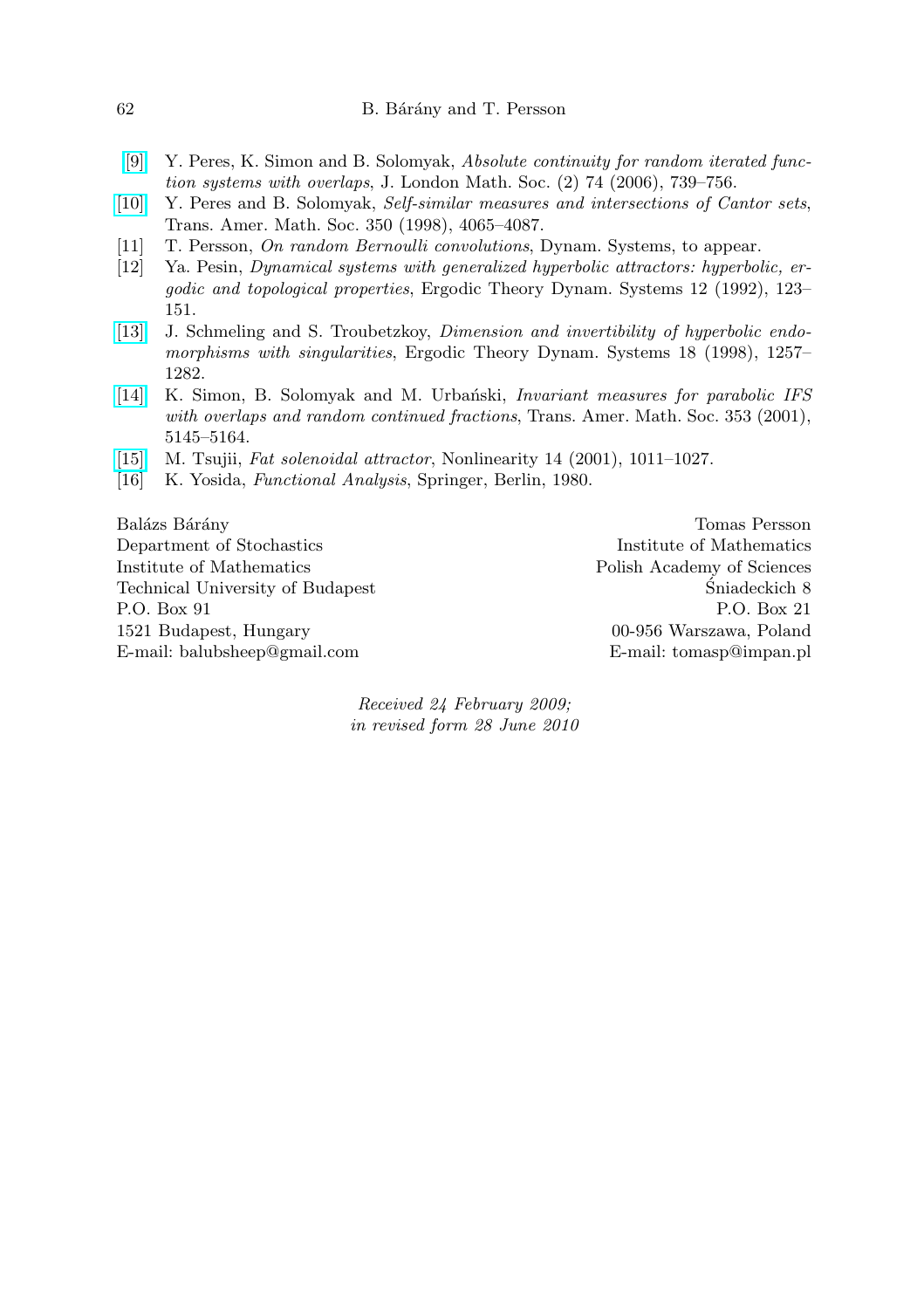- [9] Y. Peres, K. Simon and B. Solomyak, *Absolute continuity for random iterated function systems with overlaps*, J. London Math. Soc. (2) 74 (2006), 739–756.
- [10] Y. Peres and B. Solomyak, *Self-similar measures and intersections of Cantor sets*, Trans. Amer. Math. Soc. 350 (1998), 4065–4087.
- [11] T. Persson, *On random Bernoulli convolutions*, Dynam. Systems, to appear.
- [12] Ya. Pesin, *Dynamical systems with generalized hyperbolic attractors: hyperbolic, ergodic and topological properties*, Ergodic Theory Dynam. Systems 12 (1992), 123–151.
- [13] J. Schmeling and S. Troubetzkoy, *Dimension and invertibility of hyperbolic endomorphisms with singularities*, Ergodic Theory Dynam. Systems 18 (1998), 1257–1282.
- [14] K. Simon, B. Solomyak and M. Urbański, *Invariant measures for parabolic IFS with overlaps and random continued fractions*, Trans. Amer. Math. Soc. 353 (2001), 5145–5164.
- [15] M. Tsujii, *Fat solenoidal attractor*, Nonlinearity 14 (2001), 1011–1027.
- [16] K. Yosida, *Functional Analysis*, Springer, Berlin, 1980.

Balázs Bárány
Department of Stochastics
Institute of Mathematics
Technical University of Budapest
P.O. Box 91
1521 Budapest, Hungary
E-mail: balubsheep@gmail.com

Tomas Persson
Institute of Mathematics
Polish Academy of Sciences
Śniadeckich 8
P.O. Box 21
00-956 Warszawa, Poland
E-mail: tomasp@impan.pl

*Received 24 February 2009;*
*in revised form 28 June 2010*